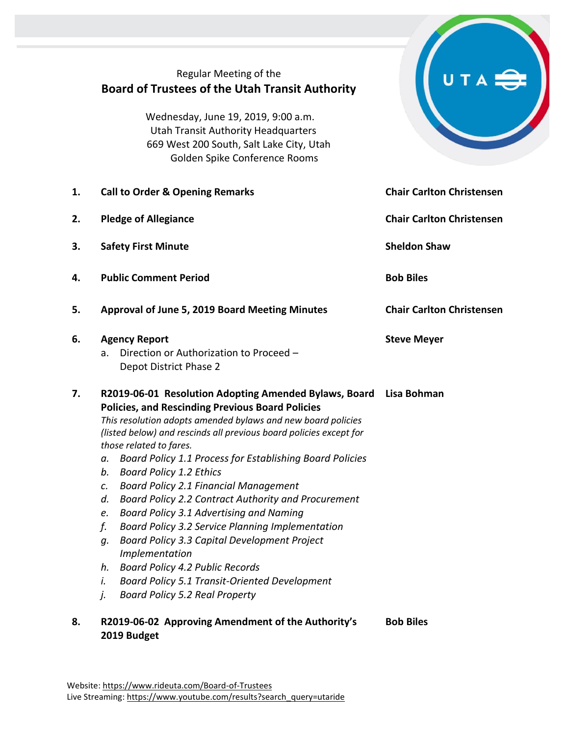Regular Meeting of the

# Board of Trustees of the Utah Transit Authority

Wednesday, June 19, 2019, 9:00 a.m.
Utah Transit Authority Headquarters
669 West 200 South, Salt Lake City, Utah
Golden Spike Conference Rooms

1. **Call to Order & Opening Remarks** — **Chair Carlton Christensen**

2. **Pledge of Allegiance** — **Chair Carlton Christensen**

3. **Safety First Minute** — **Sheldon Shaw**

4. **Public Comment Period** — **Bob Biles**

5. **Approval of June 5, 2019 Board Meeting Minutes** — **Chair Carlton Christensen**

6. **Agency Report** — **Steve Meyer**
   a. Direction or Authorization to Proceed – Depot District Phase 2

7. **R2019-06-01 Resolution Adopting Amended Bylaws, Board Policies, and Rescinding Previous Board Policies** — **Lisa Bohman**
   *This resolution adopts amended bylaws and new board policies (listed below) and rescinds all previous board policies except for those related to fares.*
   *a. Board Policy 1.1 Process for Establishing Board Policies*
   *b. Board Policy 1.2 Ethics*
   *c. Board Policy 2.1 Financial Management*
   *d. Board Policy 2.2 Contract Authority and Procurement*
   *e. Board Policy 3.1 Advertising and Naming*
   *f. Board Policy 3.2 Service Planning Implementation*
   *g. Board Policy 3.3 Capital Development Project Implementation*
   *h. Board Policy 4.2 Public Records*
   *i. Board Policy 5.1 Transit-Oriented Development*
   *j. Board Policy 5.2 Real Property*

8. **R2019-06-02 Approving Amendment of the Authority's 2019 Budget** — **Bob Biles**

Website: https://www.rideuta.com/Board-of-Trustees
Live Streaming: https://www.youtube.com/results?search_query=utaride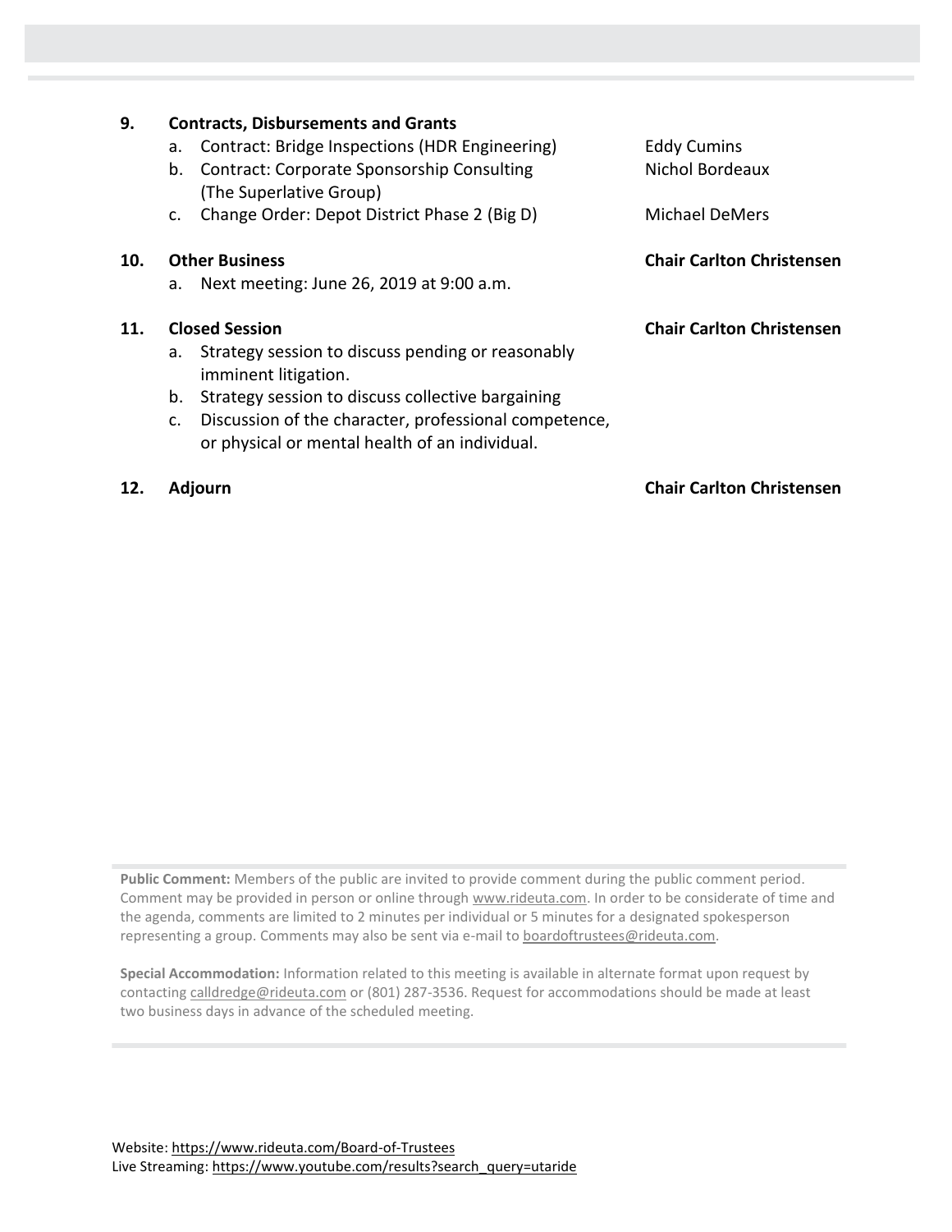**9. Contracts, Disbursements and Grants**

a. Contract: Bridge Inspections (HDR Engineering) — Eddy Cumins

b. Contract: Corporate Sponsorship Consulting (The Superlative Group) — Nichol Bordeaux

c. Change Order: Depot District Phase 2 (Big D) — Michael DeMers

**10. Other Business** — **Chair Carlton Christensen**

a. Next meeting: June 26, 2019 at 9:00 a.m.

**11. Closed Session** — **Chair Carlton Christensen**

a. Strategy session to discuss pending or reasonably imminent litigation.

b. Strategy session to discuss collective bargaining

c. Discussion of the character, professional competence, or physical or mental health of an individual.

**12. Adjourn** — **Chair Carlton Christensen**

**Public Comment:** Members of the public are invited to provide comment during the public comment period. Comment may be provided in person or online through www.rideuta.com. In order to be considerate of time and the agenda, comments are limited to 2 minutes per individual or 5 minutes for a designated spokesperson representing a group. Comments may also be sent via e-mail to boardoftrustees@rideuta.com.

**Special Accommodation:** Information related to this meeting is available in alternate format upon request by contacting calldredge@rideuta.com or (801) 287-3536. Request for accommodations should be made at least two business days in advance of the scheduled meeting.

Website: https://www.rideuta.com/Board-of-Trustees
Live Streaming: https://www.youtube.com/results?search_query=utaride